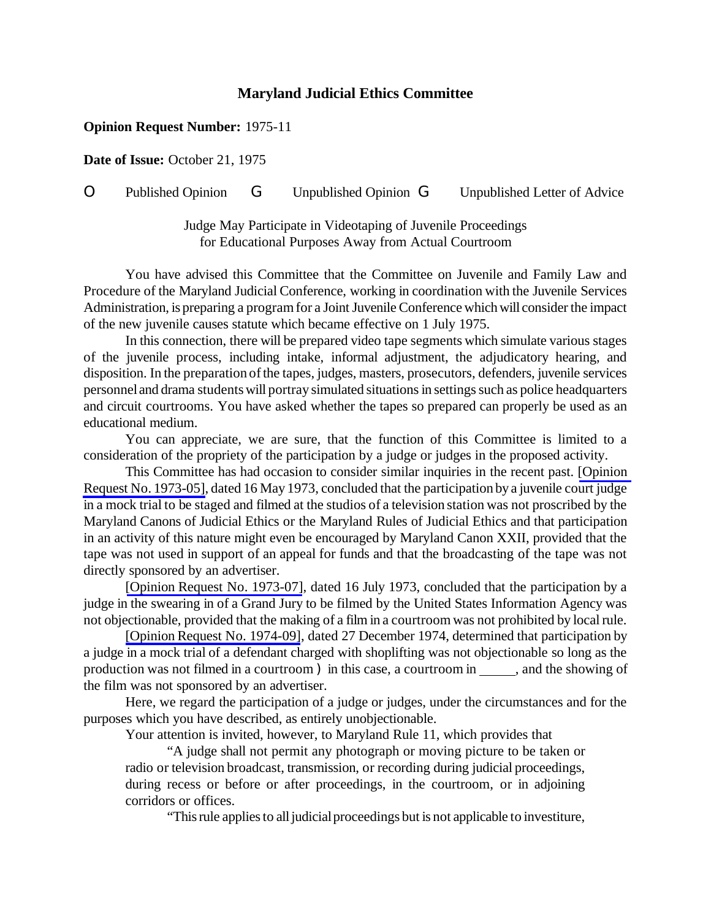# Maryland Judicial Ethics Committee

**Opinion Request Number:** 1975-11

**Date of Issue:** October 21, 1975

O Published Opinion G Unpublished Opinion G Unpublished Letter of Advice

Judge May Participate in Videotaping of Juvenile Proceedings
for Educational Purposes Away from Actual Courtroom

You have advised this Committee that the Committee on Juvenile and Family Law and Procedure of the Maryland Judicial Conference, working in coordination with the Juvenile Services Administration, is preparing a program for a Joint Juvenile Conference which will consider the impact of the new juvenile causes statute which became effective on 1 July 1975.

In this connection, there will be prepared video tape segments which simulate various stages of the juvenile process, including intake, informal adjustment, the adjudicatory hearing, and disposition. In the preparation of the tapes, judges, masters, prosecutors, defenders, juvenile services personnel and drama students will portray simulated situations in settings such as police headquarters and circuit courtrooms. You have asked whether the tapes so prepared can properly be used as an educational medium.

You can appreciate, we are sure, that the function of this Committee is limited to a consideration of the propriety of the participation by a judge or judges in the proposed activity.

This Committee has had occasion to consider similar inquiries in the recent past. [Opinion Request No. 1973-05], dated 16 May 1973, concluded that the participation by a juvenile court judge in a mock trial to be staged and filmed at the studios of a television station was not proscribed by the Maryland Canons of Judicial Ethics or the Maryland Rules of Judicial Ethics and that participation in an activity of this nature might even be encouraged by Maryland Canon XXII, provided that the tape was not used in support of an appeal for funds and that the broadcasting of the tape was not directly sponsored by an advertiser.

[Opinion Request No. 1973-07], dated 16 July 1973, concluded that the participation by a judge in the swearing in of a Grand Jury to be filmed by the United States Information Agency was not objectionable, provided that the making of a film in a courtroom was not prohibited by local rule.

[Opinion Request No. 1974-09], dated 27 December 1974, determined that participation by a judge in a mock trial of a defendant charged with shoplifting was not objectionable so long as the production was not filmed in a courtroom ) in this case, a courtroom in _____, and the showing of the film was not sponsored by an advertiser.

Here, we regard the participation of a judge or judges, under the circumstances and for the purposes which you have described, as entirely unobjectionable.

Your attention is invited, however, to Maryland Rule 11, which provides that

> "A judge shall not permit any photograph or moving picture to be taken or radio or television broadcast, transmission, or recording during judicial proceedings, during recess or before or after proceedings, in the courtroom, or in adjoining corridors or offices.
>
> "This rule applies to all judicial proceedings but is not applicable to investiture,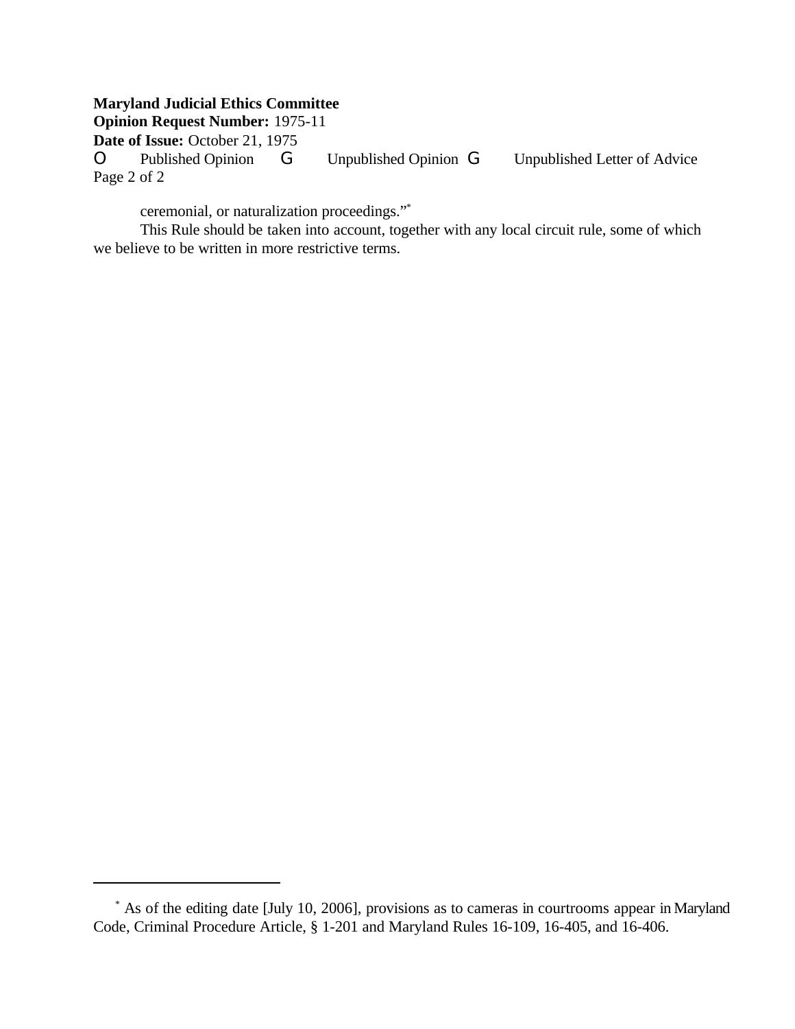ceremonial, or naturalization proceedings."[*]

This Rule should be taken into account, together with any local circuit rule, some of which we believe to be written in more restrictive terms.

---

[*] As of the editing date [July 10, 2006], provisions as to cameras in courtrooms appear in Maryland Code, Criminal Procedure Article, § 1-201 and Maryland Rules 16-109, 16-405, and 16-406.